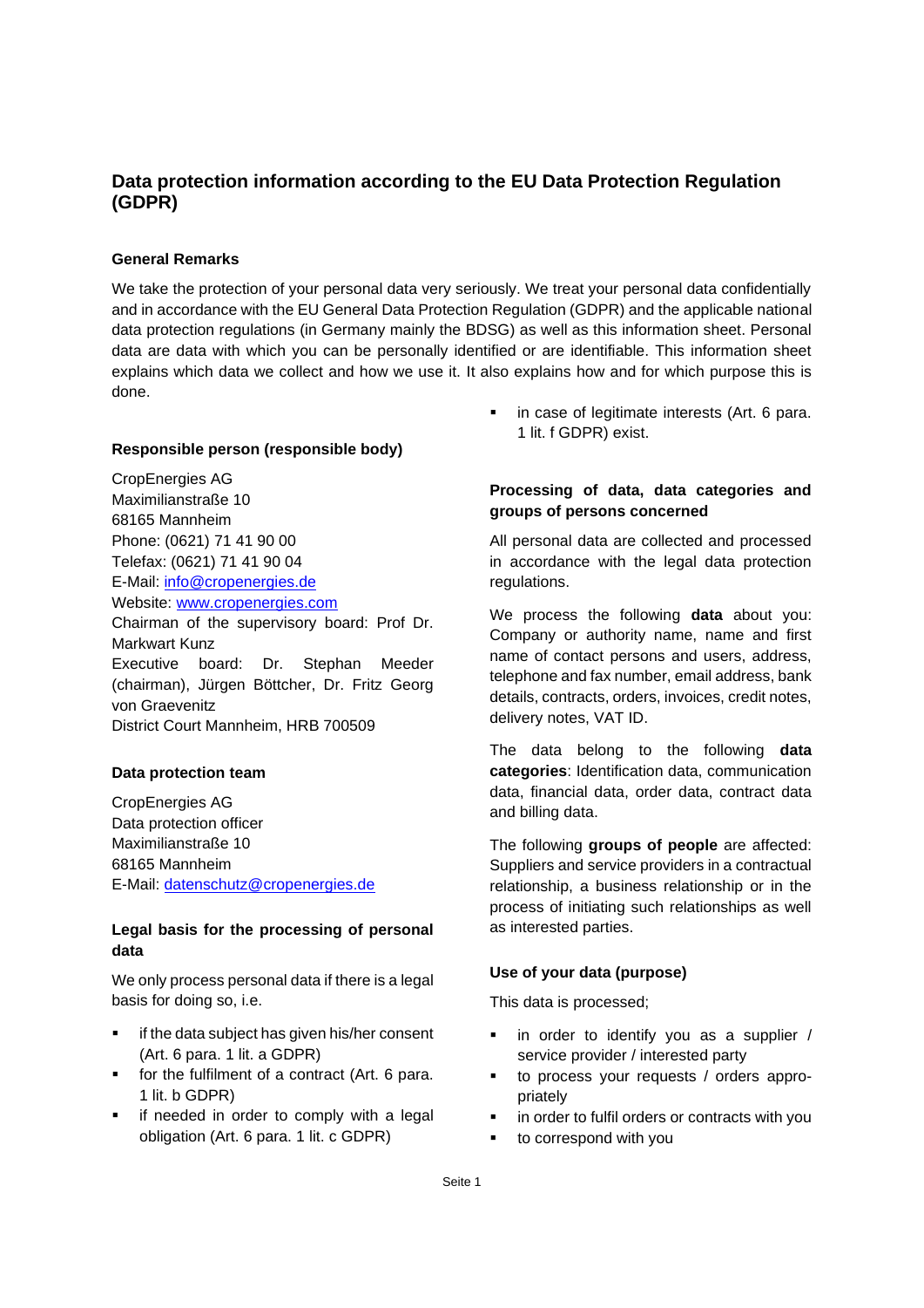## Data protection information according to the EU Data Protection Regulation (GDPR)

### General Remarks

We take the protection of your personal data very seriously. We treat your personal data confidentially and in accordance with the EU General Data Protection Regulation (GDPR) and the applicable national data protection regulations (in Germany mainly the BDSG) as well as this information sheet. Personal data are data with which you can be personally identified or are identifiable. This information sheet explains which data we collect and how we use it. It also explains how and for which purpose this is done.

### Responsible person (responsible body)

CropEnergies AG
Maximilianstraße 10
68165 Mannheim
Phone: (0621) 71 41 90 00
Telefax: (0621) 71 41 90 04
E-Mail: info@cropenergies.de
Website: www.cropenergies.com
Chairman of the supervisory board: Prof Dr. Markwart Kunz
Executive board: Dr. Stephan Meeder (chairman), Jürgen Böttcher, Dr. Fritz Georg von Graevenitz
District Court Mannheim, HRB 700509

### Data protection team

CropEnergies AG
Data protection officer
Maximilianstraße 10
68165 Mannheim
E-Mail: datenschutz@cropenergies.de

### Legal basis for the processing of personal data

We only process personal data if there is a legal basis for doing so, i.e.

- if the data subject has given his/her consent (Art. 6 para. 1 lit. a GDPR)
- for the fulfilment of a contract (Art. 6 para. 1 lit. b GDPR)
- if needed in order to comply with a legal obligation (Art. 6 para. 1 lit. c GDPR)
- in case of legitimate interests (Art. 6 para. 1 lit. f GDPR) exist.

### Processing of data, data categories and groups of persons concerned

All personal data are collected and processed in accordance with the legal data protection regulations.

We process the following **data** about you: Company or authority name, name and first name of contact persons and users, address, telephone and fax number, email address, bank details, contracts, orders, invoices, credit notes, delivery notes, VAT ID.

The data belong to the following **data categories**: Identification data, communication data, financial data, order data, contract data and billing data.

The following **groups of people** are affected: Suppliers and service providers in a contractual relationship, a business relationship or in the process of initiating such relationships as well as interested parties.

### Use of your data (purpose)

This data is processed;

- in order to identify you as a supplier / service provider / interested party
- to process your requests / orders appropriately
- in order to fulfil orders or contracts with you
- to correspond with you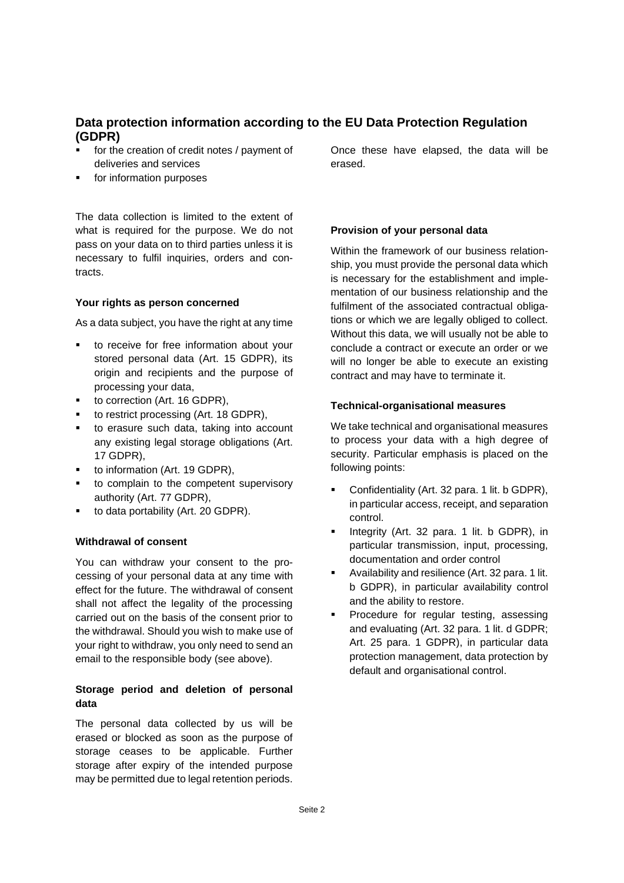## Data protection information according to the EU Data Protection Regulation (GDPR)

- for the creation of credit notes / payment of deliveries and services
- for information purposes

The data collection is limited to the extent of what is required for the purpose. We do not pass on your data on to third parties unless it is necessary to fulfil inquiries, orders and contracts.

**Your rights as person concerned**

As a data subject, you have the right at any time

- to receive for free information about your stored personal data (Art. 15 GDPR), its origin and recipients and the purpose of processing your data,
- to correction (Art. 16 GDPR),
- to restrict processing (Art. 18 GDPR),
- to erasure such data, taking into account any existing legal storage obligations (Art. 17 GDPR),
- to information (Art. 19 GDPR),
- to complain to the competent supervisory authority (Art. 77 GDPR),
- to data portability (Art. 20 GDPR).

**Withdrawal of consent**

You can withdraw your consent to the processing of your personal data at any time with effect for the future. The withdrawal of consent shall not affect the legality of the processing carried out on the basis of the consent prior to the withdrawal. Should you wish to make use of your right to withdraw, you only need to send an email to the responsible body (see above).

**Storage period and deletion of personal data**

The personal data collected by us will be erased or blocked as soon as the purpose of storage ceases to be applicable. Further storage after expiry of the intended purpose may be permitted due to legal retention periods. Once these have elapsed, the data will be erased.

**Provision of your personal data**

Within the framework of our business relationship, you must provide the personal data which is necessary for the establishment and implementation of our business relationship and the fulfilment of the associated contractual obligations or which we are legally obliged to collect. Without this data, we will usually not be able to conclude a contract or execute an order or we will no longer be able to execute an existing contract and may have to terminate it.

**Technical-organisational measures**

We take technical and organisational measures to process your data with a high degree of security. Particular emphasis is placed on the following points:

- Confidentiality (Art. 32 para. 1 lit. b GDPR), in particular access, receipt, and separation control.
- Integrity (Art. 32 para. 1 lit. b GDPR), in particular transmission, input, processing, documentation and order control
- Availability and resilience (Art. 32 para. 1 lit. b GDPR), in particular availability control and the ability to restore.
- Procedure for regular testing, assessing and evaluating (Art. 32 para. 1 lit. d GDPR; Art. 25 para. 1 GDPR), in particular data protection management, data protection by default and organisational control.